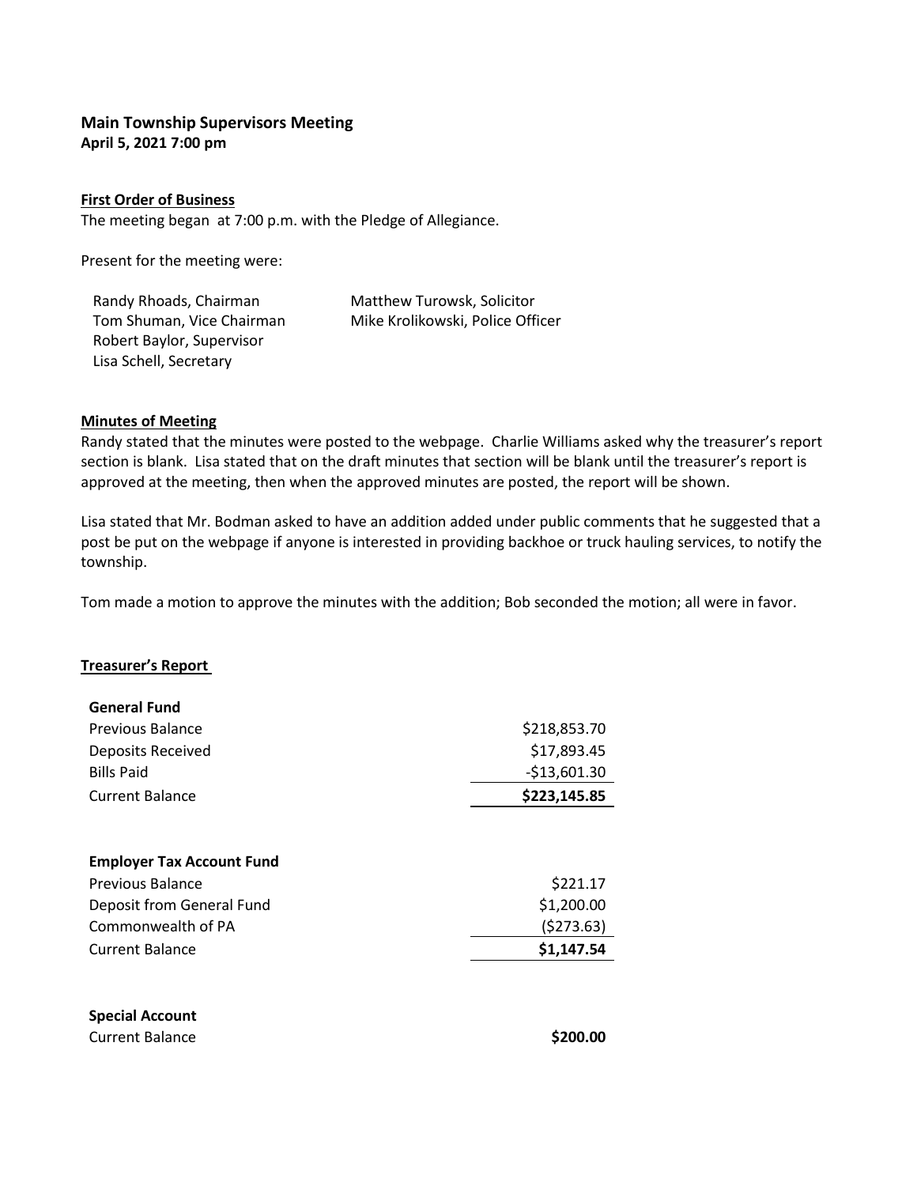## Main Township Supervisors Meeting

**April 5, 2021 7:00 pm**

**First Order of Business**

The meeting began at 7:00 p.m. with the Pledge of Allegiance.

Present for the meeting were:

Randy Rhoads, Chairman
Tom Shuman, Vice Chairman
Robert Baylor, Supervisor
Lisa Schell, Secretary
Matthew Turowsk, Solicitor
Mike Krolikowski, Police Officer

**Minutes of Meeting**

Randy stated that the minutes were posted to the webpage. Charlie Williams asked why the treasurer's report section is blank. Lisa stated that on the draft minutes that section will be blank until the treasurer's report is approved at the meeting, then when the approved minutes are posted, the report will be shown.

Lisa stated that Mr. Bodman asked to have an addition added under public comments that he suggested that a post be put on the webpage if anyone is interested in providing backhoe or truck hauling services, to notify the township.

Tom made a motion to approve the minutes with the addition; Bob seconded the motion; all were in favor.

**Treasurer's Report**

| **General Fund** | |
|---|---|
| Previous Balance | $218,853.70 |
| Deposits Received | $17,893.45 |
| Bills Paid | -$13,601.30 |
| Current Balance | **$223,145.85** |

| **Employer Tax Account Fund** | |
|---|---|
| Previous Balance | $221.17 |
| Deposit from General Fund | $1,200.00 |
| Commonwealth of PA | ($273.63) |
| Current Balance | **$1,147.54** |

| **Special Account** | |
|---|---|
| Current Balance | **$200.00** |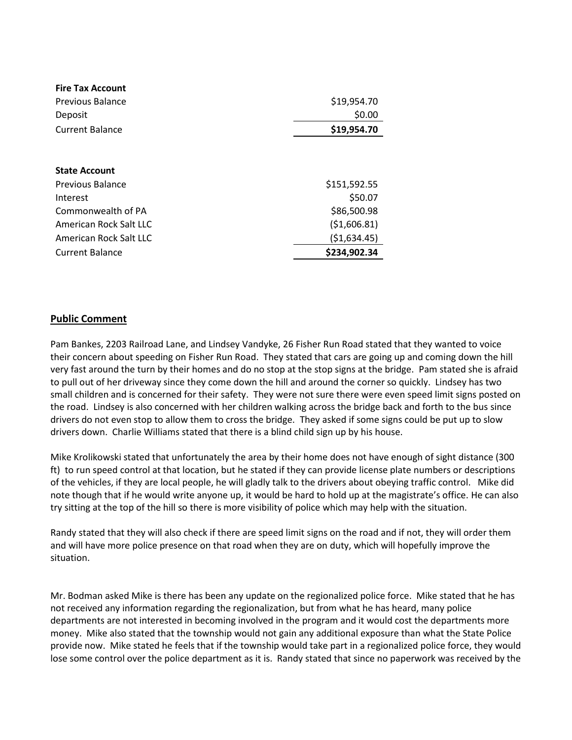| **Fire Tax Account** | |
|---|---|
| Previous Balance | $19,954.70 |
| Deposit | $0.00 |
| Current Balance | **$19,954.70** |

| **State Account** | |
|---|---|
| Previous Balance | $151,592.55 |
| Interest | $50.07 |
| Commonwealth of PA | $86,500.98 |
| American Rock Salt LLC | ($1,606.81) |
| American Rock Salt LLC | ($1,634.45) |
| Current Balance | **$234,902.34** |

## Public Comment

Pam Bankes, 2203 Railroad Lane, and Lindsey Vandyke, 26 Fisher Run Road stated that they wanted to voice their concern about speeding on Fisher Run Road. They stated that cars are going up and coming down the hill very fast around the turn by their homes and do no stop at the stop signs at the bridge. Pam stated she is afraid to pull out of her driveway since they come down the hill and around the corner so quickly. Lindsey has two small children and is concerned for their safety. They were not sure there were even speed limit signs posted on the road. Lindsey is also concerned with her children walking across the bridge back and forth to the bus since drivers do not even stop to allow them to cross the bridge. They asked if some signs could be put up to slow drivers down. Charlie Williams stated that there is a blind child sign up by his house.

Mike Krolikowski stated that unfortunately the area by their home does not have enough of sight distance (300 ft) to run speed control at that location, but he stated if they can provide license plate numbers or descriptions of the vehicles, if they are local people, he will gladly talk to the drivers about obeying traffic control. Mike did note though that if he would write anyone up, it would be hard to hold up at the magistrate's office. He can also try sitting at the top of the hill so there is more visibility of police which may help with the situation.

Randy stated that they will also check if there are speed limit signs on the road and if not, they will order them and will have more police presence on that road when they are on duty, which will hopefully improve the situation.

Mr. Bodman asked Mike is there has been any update on the regionalized police force. Mike stated that he has not received any information regarding the regionalization, but from what he has heard, many police departments are not interested in becoming involved in the program and it would cost the departments more money. Mike also stated that the township would not gain any additional exposure than what the State Police provide now. Mike stated he feels that if the township would take part in a regionalized police force, they would lose some control over the police department as it is. Randy stated that since no paperwork was received by the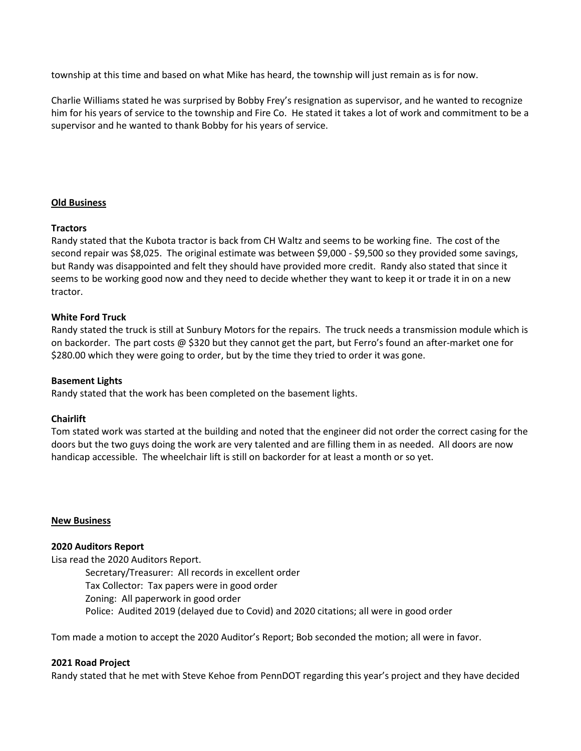township at this time and based on what Mike has heard, the township will just remain as is for now.

Charlie Williams stated he was surprised by Bobby Frey's resignation as supervisor, and he wanted to recognize him for his years of service to the township and Fire Co. He stated it takes a lot of work and commitment to be a supervisor and he wanted to thank Bobby for his years of service.

## Old Business

### Tractors

Randy stated that the Kubota tractor is back from CH Waltz and seems to be working fine. The cost of the second repair was $8,025. The original estimate was between $9,000 - $9,500 so they provided some savings, but Randy was disappointed and felt they should have provided more credit. Randy also stated that since it seems to be working good now and they need to decide whether they want to keep it or trade it in on a new tractor.

### White Ford Truck

Randy stated the truck is still at Sunbury Motors for the repairs. The truck needs a transmission module which is on backorder. The part costs @ $320 but they cannot get the part, but Ferro's found an after-market one for $280.00 which they were going to order, but by the time they tried to order it was gone.

### Basement Lights

Randy stated that the work has been completed on the basement lights.

### Chairlift

Tom stated work was started at the building and noted that the engineer did not order the correct casing for the doors but the two guys doing the work are very talented and are filling them in as needed. All doors are now handicap accessible. The wheelchair lift is still on backorder for at least a month or so yet.

## New Business

### 2020 Auditors Report

Lisa read the 2020 Auditors Report.

- Secretary/Treasurer: All records in excellent order
- Tax Collector: Tax papers were in good order
- Zoning: All paperwork in good order
- Police: Audited 2019 (delayed due to Covid) and 2020 citations; all were in good order

Tom made a motion to accept the 2020 Auditor's Report; Bob seconded the motion; all were in favor.

### 2021 Road Project

Randy stated that he met with Steve Kehoe from PennDOT regarding this year's project and they have decided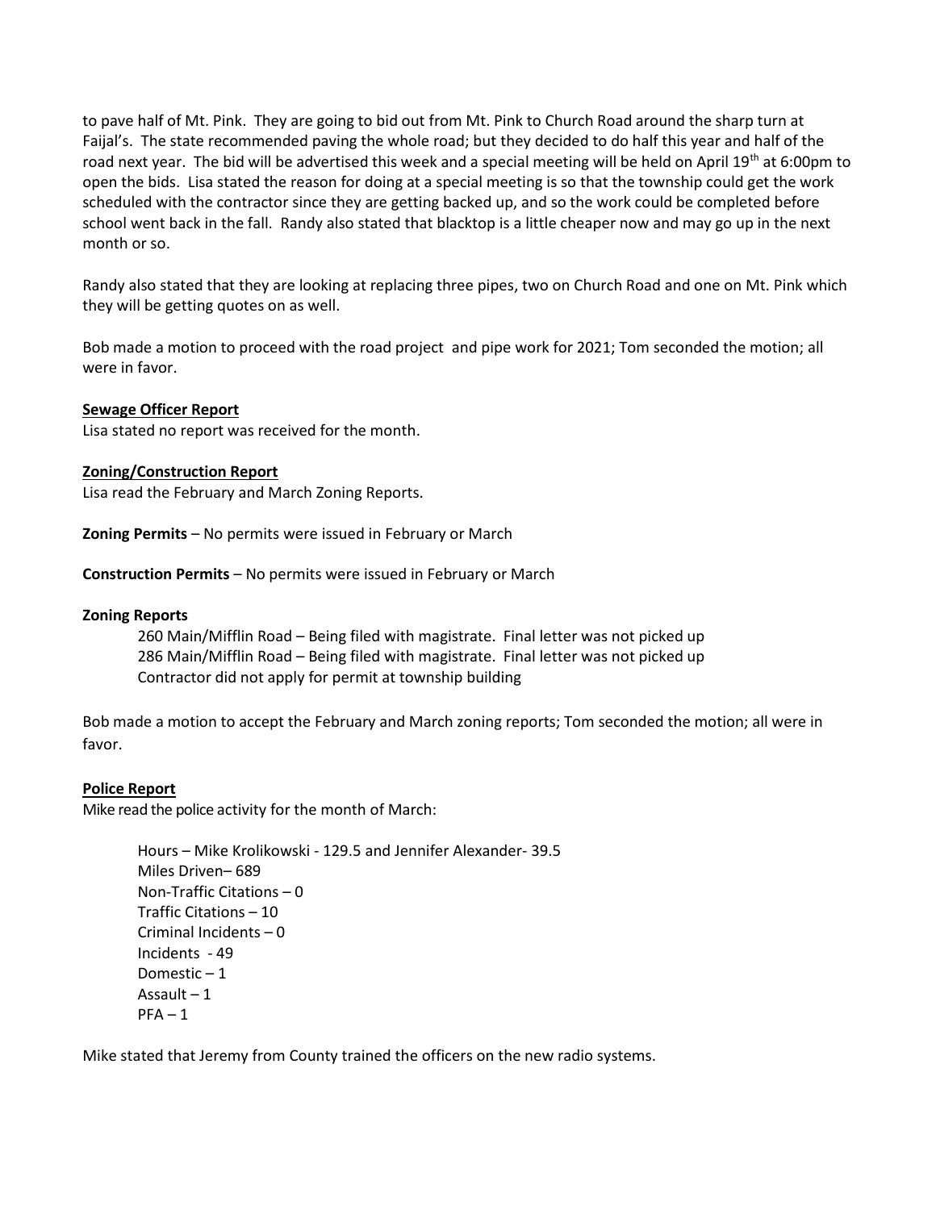to pave half of Mt. Pink. They are going to bid out from Mt. Pink to Church Road around the sharp turn at Faijal's. The state recommended paving the whole road; but they decided to do half this year and half of the road next year. The bid will be advertised this week and a special meeting will be held on April 19th at 6:00pm to open the bids. Lisa stated the reason for doing at a special meeting is so that the township could get the work scheduled with the contractor since they are getting backed up, and so the work could be completed before school went back in the fall. Randy also stated that blacktop is a little cheaper now and may go up in the next month or so.

Randy also stated that they are looking at replacing three pipes, two on Church Road and one on Mt. Pink which they will be getting quotes on as well.

Bob made a motion to proceed with the road project and pipe work for 2021; Tom seconded the motion; all were in favor.

**Sewage Officer Report**

Lisa stated no report was received for the month.

**Zoning/Construction Report**

Lisa read the February and March Zoning Reports.

**Zoning Permits** – No permits were issued in February or March

**Construction Permits** – No permits were issued in February or March

**Zoning Reports**

260 Main/Mifflin Road – Being filed with magistrate. Final letter was not picked up
286 Main/Mifflin Road – Being filed with magistrate. Final letter was not picked up
Contractor did not apply for permit at township building

Bob made a motion to accept the February and March zoning reports; Tom seconded the motion; all were in favor.

**Police Report**

Mike read the police activity for the month of March:

Hours – Mike Krolikowski - 129.5 and Jennifer Alexander- 39.5
Miles Driven– 689
Non-Traffic Citations – 0
Traffic Citations – 10
Criminal Incidents – 0
Incidents - 49
Domestic – 1
Assault – 1
PFA – 1

Mike stated that Jeremy from County trained the officers on the new radio systems.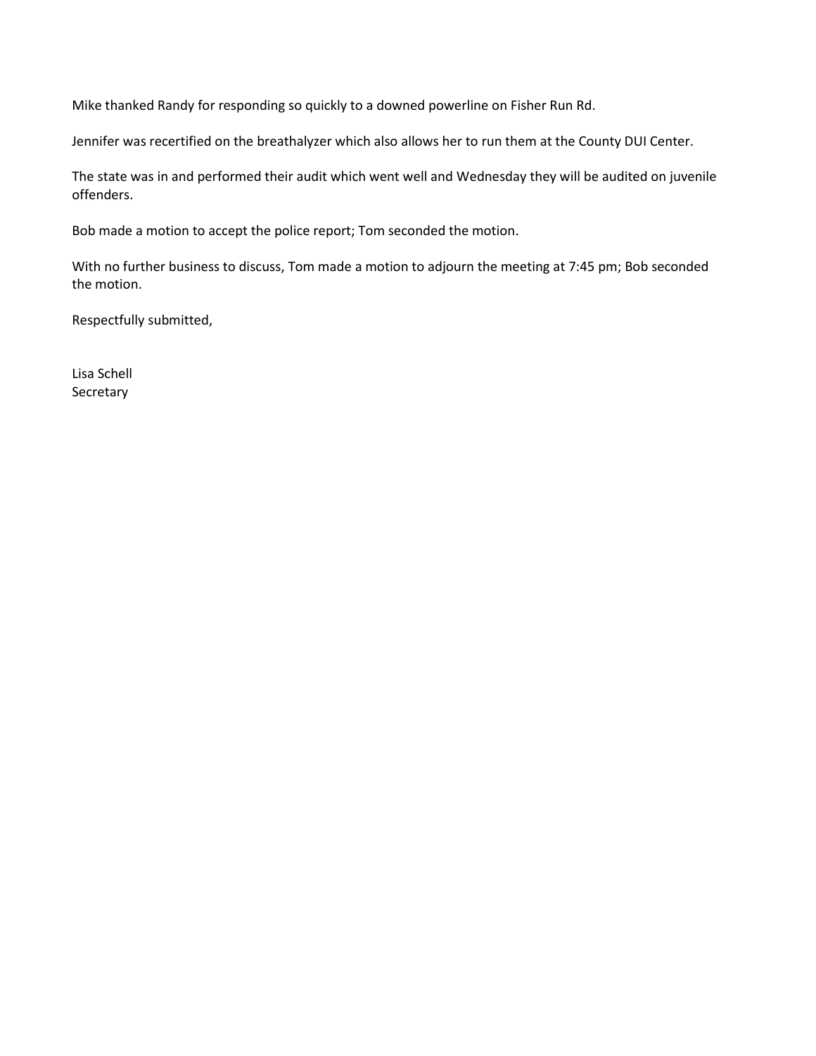Mike thanked Randy for responding so quickly to a downed powerline on Fisher Run Rd.

Jennifer was recertified on the breathalyzer which also allows her to run them at the County DUI Center.

The state was in and performed their audit which went well and Wednesday they will be audited on juvenile offenders.

Bob made a motion to accept the police report; Tom seconded the motion.

With no further business to discuss, Tom made a motion to adjourn the meeting at 7:45 pm; Bob seconded the motion.

Respectfully submitted,

Lisa Schell
Secretary